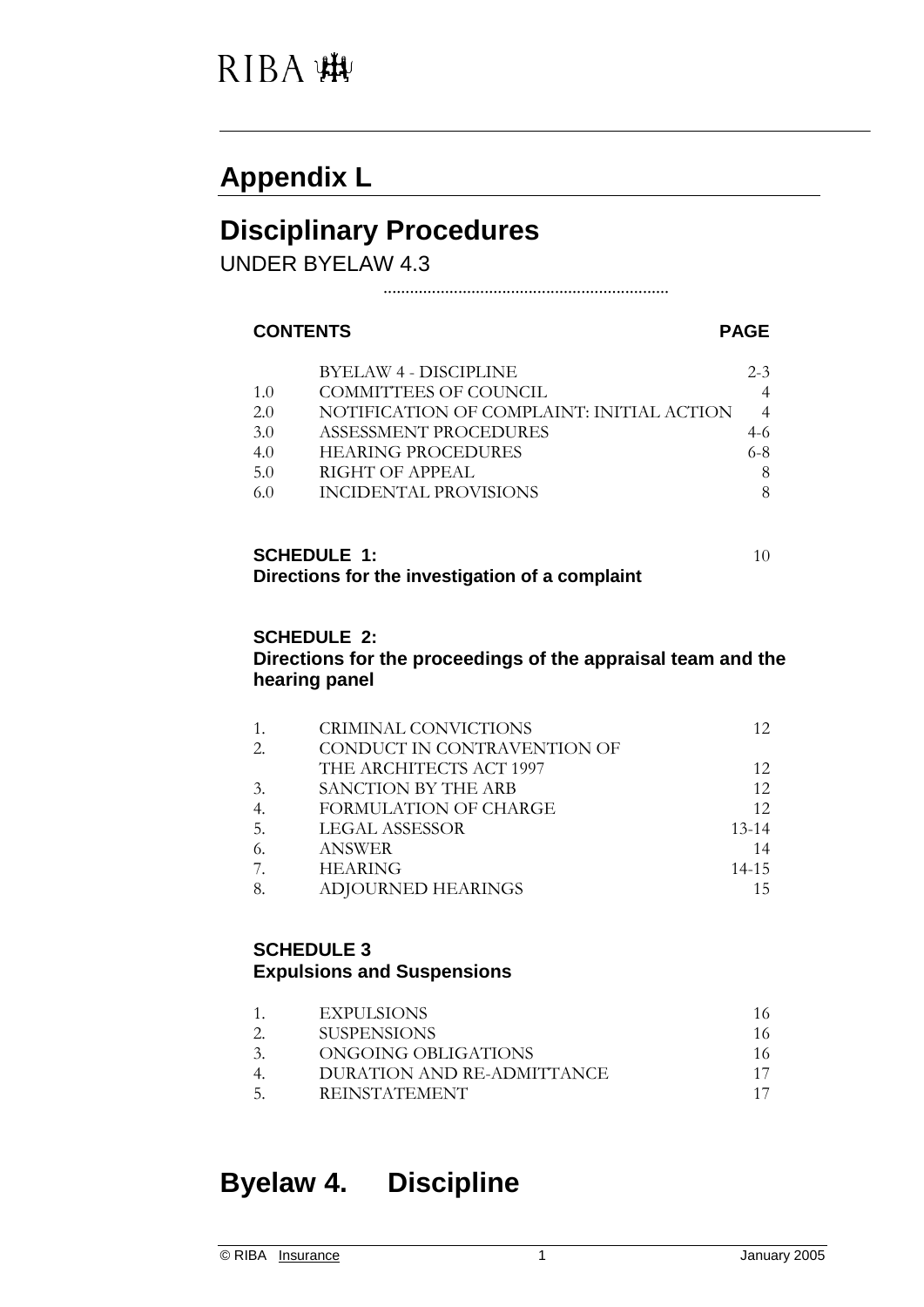RIBA

# Appendix L

# Disciplinary Procedures

UNDER BYELAW 4.3

................................................................

**CONTENTS** **PAGE**

| | | |
|---|---|---|
| | BYELAW 4 - DISCIPLINE | 2-3 |
| 1.0 | COMMITTEES OF COUNCIL | 4 |
| 2.0 | NOTIFICATION OF COMPLAINT: INITIAL ACTION | 4 |
| 3.0 | ASSESSMENT PROCEDURES | 4-6 |
| 4.0 | HEARING PROCEDURES | 6-8 |
| 5.0 | RIGHT OF APPEAL | 8 |
| 6.0 | INCIDENTAL PROVISIONS | 8 |

**SCHEDULE 1:** 10
**Directions for the investigation of a complaint**

**SCHEDULE 2:**
**Directions for the proceedings of the appraisal team and the hearing panel**

| | | |
|---|---|---|
| 1. | CRIMINAL CONVICTIONS | 12 |
| 2. | CONDUCT IN CONTRAVENTION OF THE ARCHITECTS ACT 1997 | 12 |
| 3. | SANCTION BY THE ARB | 12 |
| 4. | FORMULATION OF CHARGE | 12 |
| 5. | LEGAL ASSESSOR | 13-14 |
| 6. | ANSWER | 14 |
| 7. | HEARING | 14-15 |
| 8. | ADJOURNED HEARINGS | 15 |

**SCHEDULE 3**
**Expulsions and Suspensions**

| | | |
|---|---|---|
| 1. | EXPULSIONS | 16 |
| 2. | SUSPENSIONS | 16 |
| 3. | ONGOING OBLIGATIONS | 16 |
| 4. | DURATION AND RE-ADMITTANCE | 17 |
| 5. | REINSTATEMENT | 17 |

# Byelaw 4. Discipline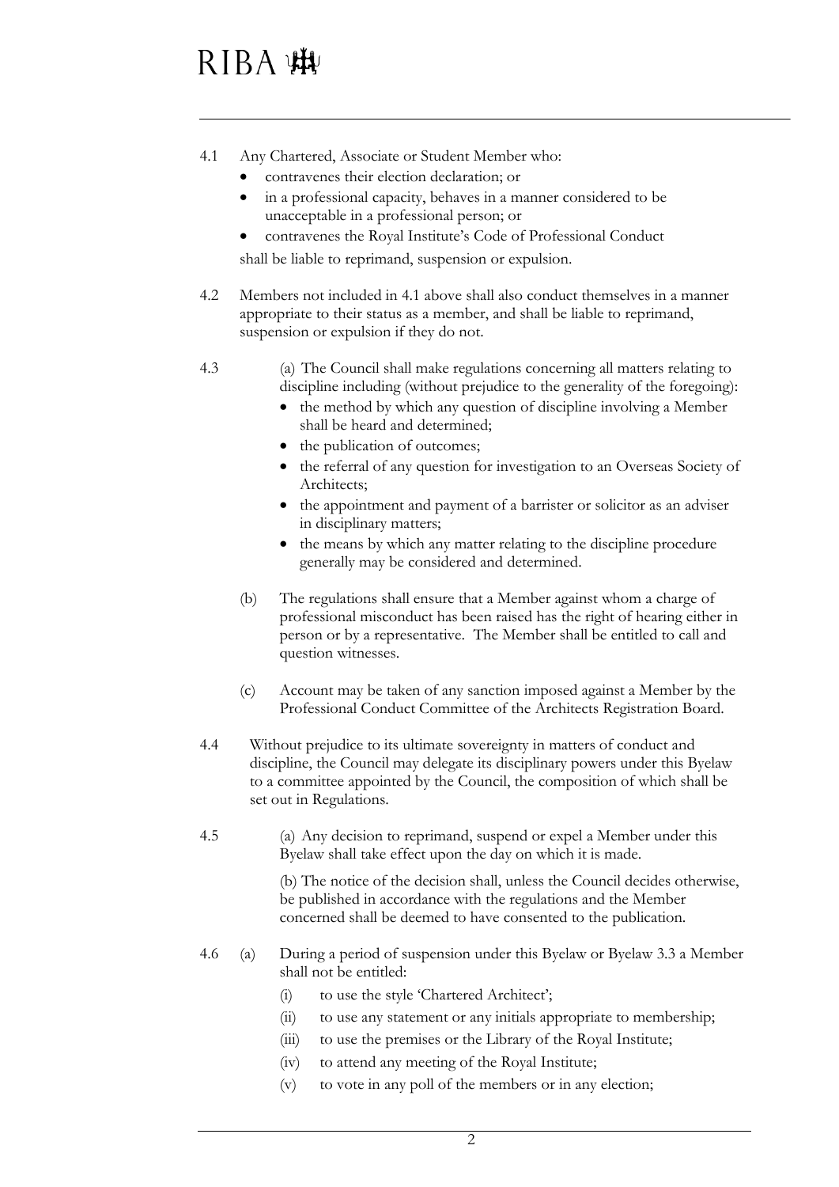4.1 Any Chartered, Associate or Student Member who:

- contravenes their election declaration; or
- in a professional capacity, behaves in a manner considered to be unacceptable in a professional person; or
- contravenes the Royal Institute's Code of Professional Conduct

shall be liable to reprimand, suspension or expulsion.

4.2 Members not included in 4.1 above shall also conduct themselves in a manner appropriate to their status as a member, and shall be liable to reprimand, suspension or expulsion if they do not.

4.3 (a) The Council shall make regulations concerning all matters relating to discipline including (without prejudice to the generality of the foregoing):

- the method by which any question of discipline involving a Member shall be heard and determined;
- the publication of outcomes;
- the referral of any question for investigation to an Overseas Society of Architects;
- the appointment and payment of a barrister or solicitor as an adviser in disciplinary matters;
- the means by which any matter relating to the discipline procedure generally may be considered and determined.

(b) The regulations shall ensure that a Member against whom a charge of professional misconduct has been raised has the right of hearing either in person or by a representative. The Member shall be entitled to call and question witnesses.

(c) Account may be taken of any sanction imposed against a Member by the Professional Conduct Committee of the Architects Registration Board.

4.4 Without prejudice to its ultimate sovereignty in matters of conduct and discipline, the Council may delegate its disciplinary powers under this Byelaw to a committee appointed by the Council, the composition of which shall be set out in Regulations.

4.5 (a) Any decision to reprimand, suspend or expel a Member under this Byelaw shall take effect upon the day on which it is made.

(b) The notice of the decision shall, unless the Council decides otherwise, be published in accordance with the regulations and the Member concerned shall be deemed to have consented to the publication.

4.6 (a) During a period of suspension under this Byelaw or Byelaw 3.3 a Member shall not be entitled:

(i) to use the style 'Chartered Architect';

(ii) to use any statement or any initials appropriate to membership;

(iii) to use the premises or the Library of the Royal Institute;

(iv) to attend any meeting of the Royal Institute;

(v) to vote in any poll of the members or in any election;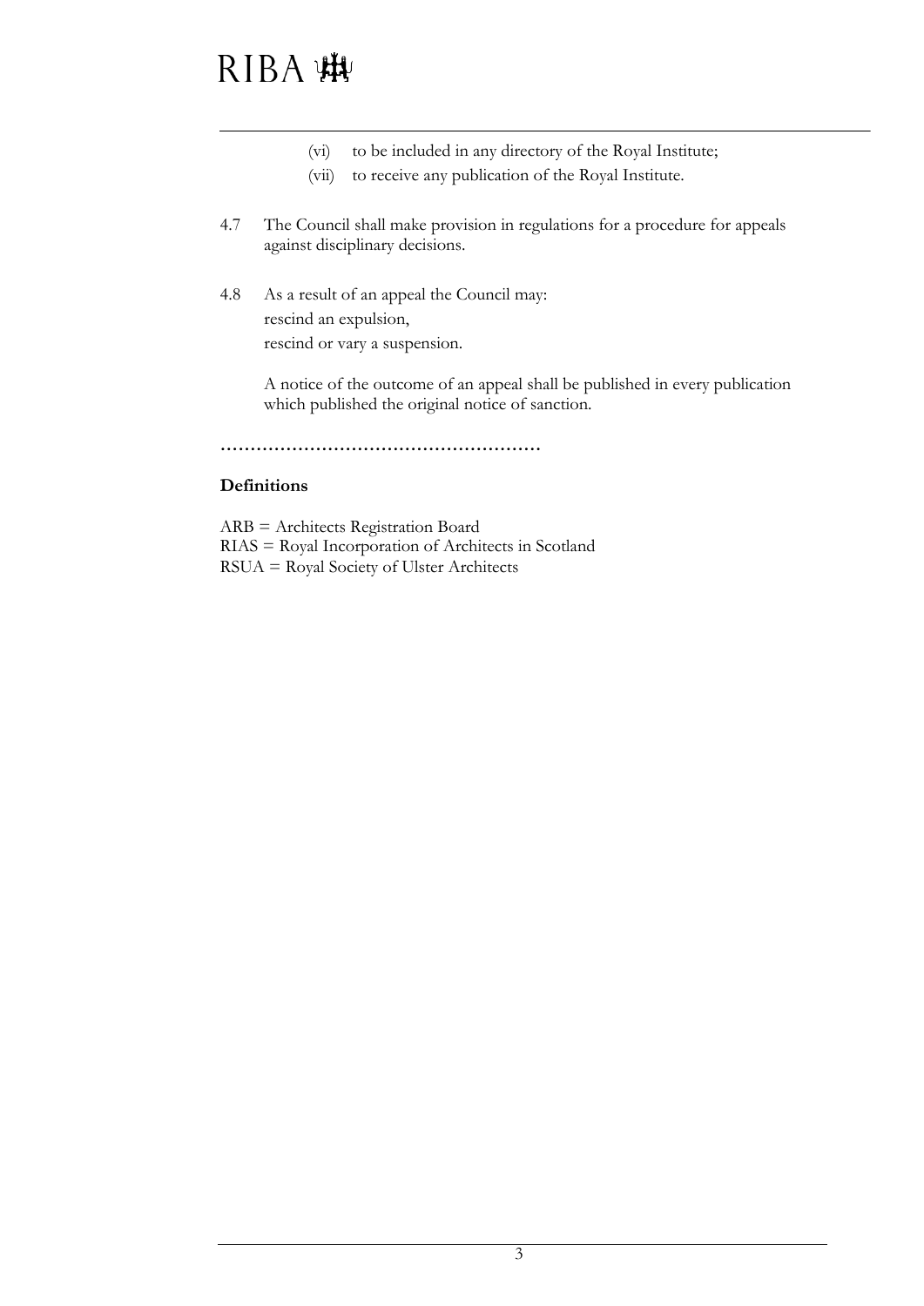(vi) to be included in any directory of the Royal Institute;

(vii) to receive any publication of the Royal Institute.

4.7 The Council shall make provision in regulations for a procedure for appeals against disciplinary decisions.

4.8 As a result of an appeal the Council may:
rescind an expulsion,
rescind or vary a suspension.

A notice of the outcome of an appeal shall be published in every publication which published the original notice of sanction.

…………………………………………………

**Definitions**

ARB = Architects Registration Board
RIAS = Royal Incorporation of Architects in Scotland
RSUA = Royal Society of Ulster Architects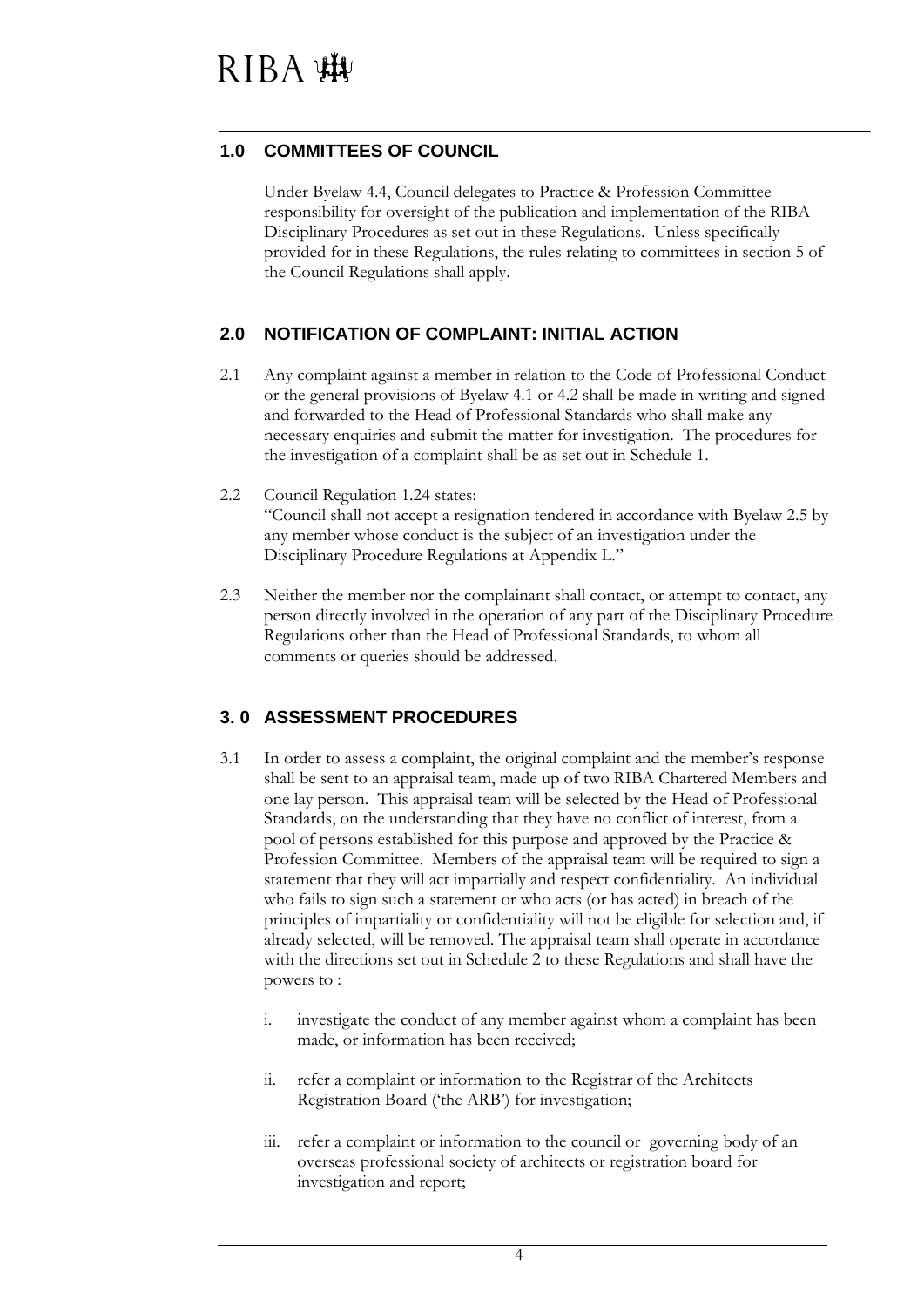## 1.0 COMMITTEES OF COUNCIL

Under Byelaw 4.4, Council delegates to Practice & Profession Committee responsibility for oversight of the publication and implementation of the RIBA Disciplinary Procedures as set out in these Regulations. Unless specifically provided for in these Regulations, the rules relating to committees in section 5 of the Council Regulations shall apply.

## 2.0 NOTIFICATION OF COMPLAINT: INITIAL ACTION

2.1 Any complaint against a member in relation to the Code of Professional Conduct or the general provisions of Byelaw 4.1 or 4.2 shall be made in writing and signed and forwarded to the Head of Professional Standards who shall make any necessary enquiries and submit the matter for investigation. The procedures for the investigation of a complaint shall be as set out in Schedule 1.

2.2 Council Regulation 1.24 states:
"Council shall not accept a resignation tendered in accordance with Byelaw 2.5 by any member whose conduct is the subject of an investigation under the Disciplinary Procedure Regulations at Appendix L."

2.3 Neither the member nor the complainant shall contact, or attempt to contact, any person directly involved in the operation of any part of the Disciplinary Procedure Regulations other than the Head of Professional Standards, to whom all comments or queries should be addressed.

## 3. 0 ASSESSMENT PROCEDURES

3.1 In order to assess a complaint, the original complaint and the member's response shall be sent to an appraisal team, made up of two RIBA Chartered Members and one lay person. This appraisal team will be selected by the Head of Professional Standards, on the understanding that they have no conflict of interest, from a pool of persons established for this purpose and approved by the Practice & Profession Committee. Members of the appraisal team will be required to sign a statement that they will act impartially and respect confidentiality. An individual who fails to sign such a statement or who acts (or has acted) in breach of the principles of impartiality or confidentiality will not be eligible for selection and, if already selected, will be removed. The appraisal team shall operate in accordance with the directions set out in Schedule 2 to these Regulations and shall have the powers to :

   i. investigate the conduct of any member against whom a complaint has been made, or information has been received;

   ii. refer a complaint or information to the Registrar of the Architects Registration Board ('the ARB') for investigation;

   iii. refer a complaint or information to the council or governing body of an overseas professional society of architects or registration board for investigation and report;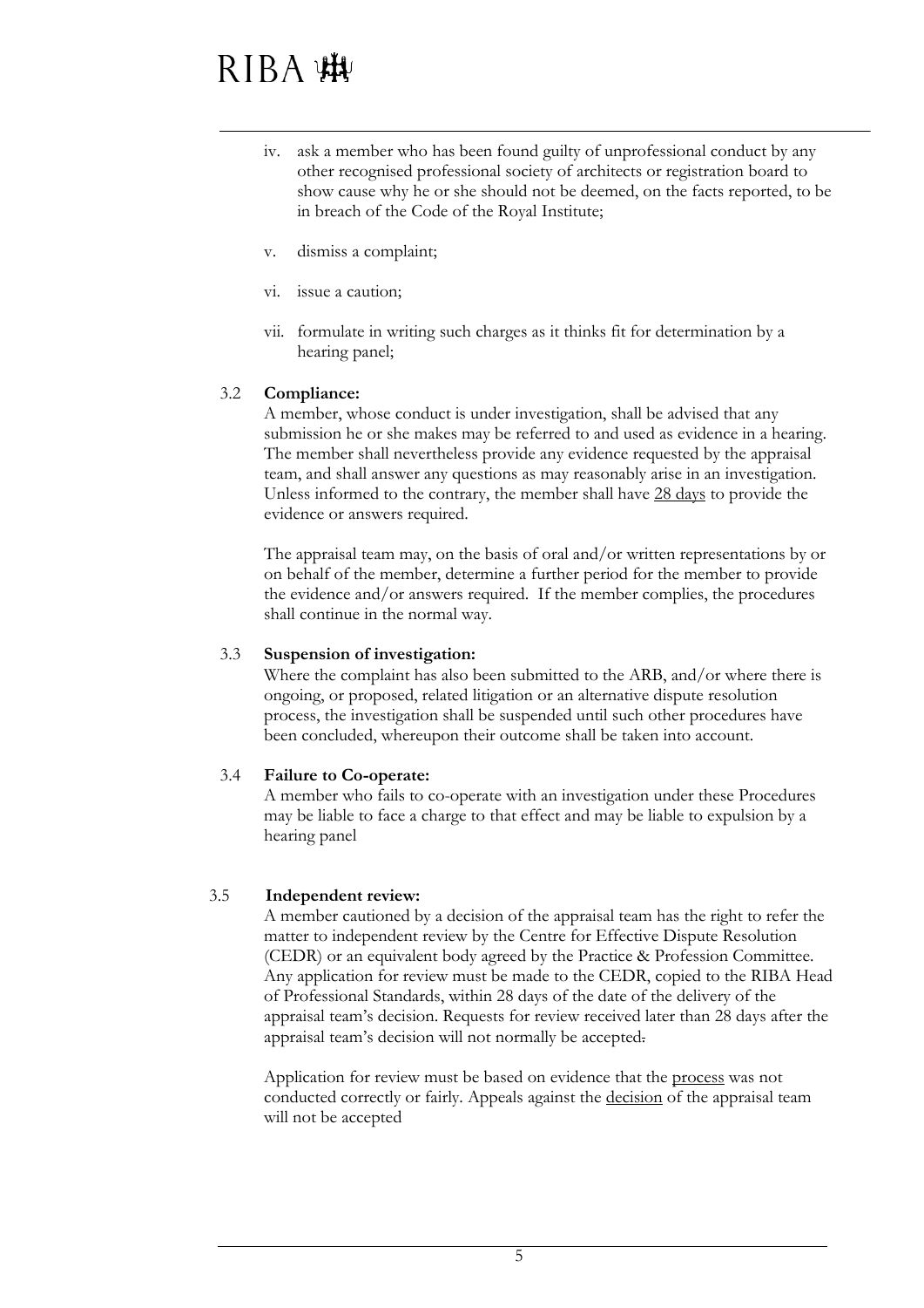iv. ask a member who has been found guilty of unprofessional conduct by any other recognised professional society of architects or registration board to show cause why he or she should not be deemed, on the facts reported, to be in breach of the Code of the Royal Institute;

v. dismiss a complaint;

vi. issue a caution;

vii. formulate in writing such charges as it thinks fit for determination by a hearing panel;

3.2 **Compliance:**

A member, whose conduct is under investigation, shall be advised that any submission he or she makes may be referred to and used as evidence in a hearing. The member shall nevertheless provide any evidence requested by the appraisal team, and shall answer any questions as may reasonably arise in an investigation. Unless informed to the contrary, the member shall have 28 days to provide the evidence or answers required.

The appraisal team may, on the basis of oral and/or written representations by or on behalf of the member, determine a further period for the member to provide the evidence and/or answers required. If the member complies, the procedures shall continue in the normal way.

3.3 **Suspension of investigation:**

Where the complaint has also been submitted to the ARB, and/or where there is ongoing, or proposed, related litigation or an alternative dispute resolution process, the investigation shall be suspended until such other procedures have been concluded, whereupon their outcome shall be taken into account.

3.4 **Failure to Co-operate:**

A member who fails to co-operate with an investigation under these Procedures may be liable to face a charge to that effect and may be liable to expulsion by a hearing panel

3.5 **Independent review:**

A member cautioned by a decision of the appraisal team has the right to refer the matter to independent review by the Centre for Effective Dispute Resolution (CEDR) or an equivalent body agreed by the Practice & Profession Committee. Any application for review must be made to the CEDR, copied to the RIBA Head of Professional Standards, within 28 days of the date of the delivery of the appraisal team's decision. Requests for review received later than 28 days after the appraisal team's decision will not normally be accepted.

Application for review must be based on evidence that the process was not conducted correctly or fairly. Appeals against the decision of the appraisal team will not be accepted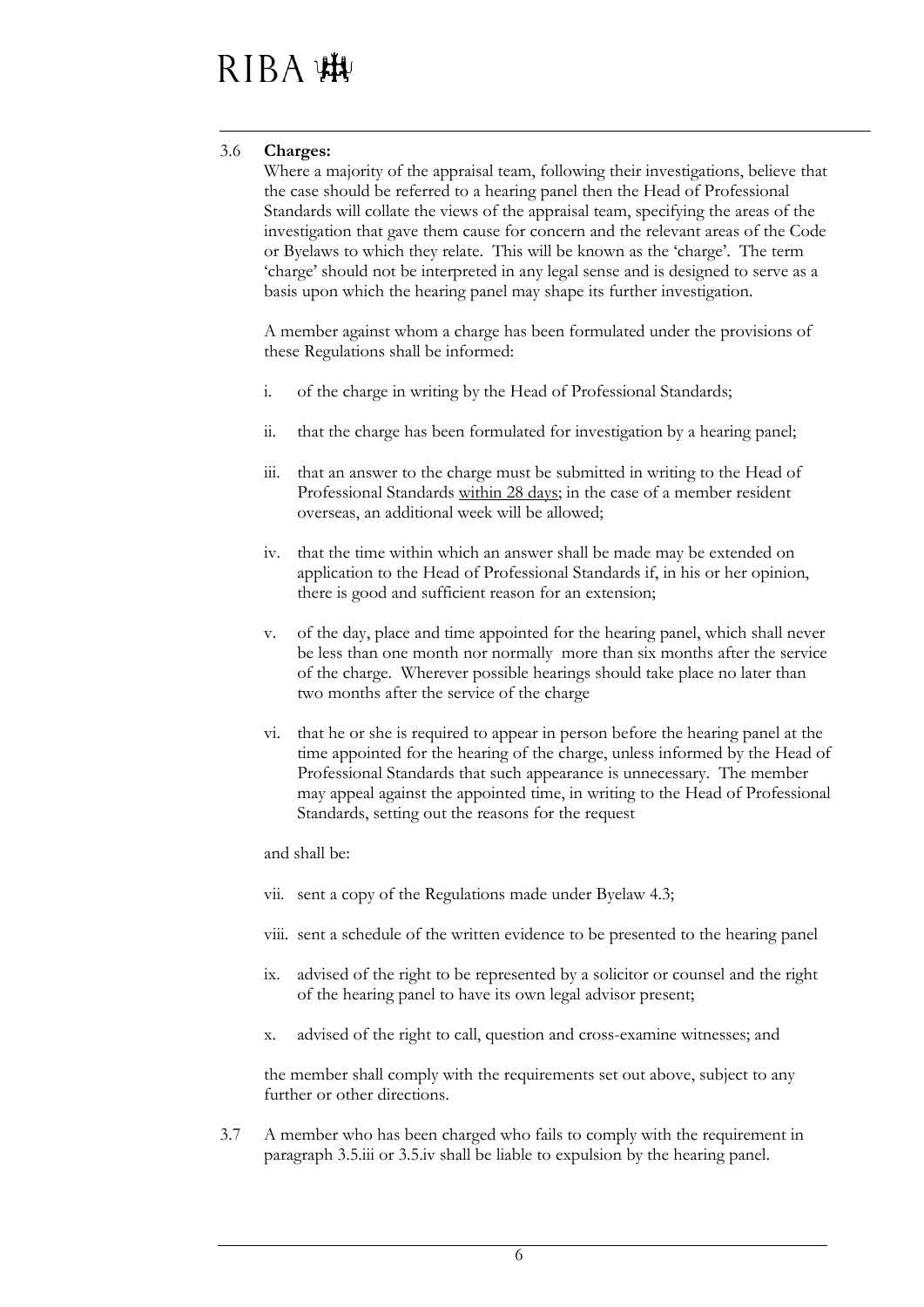3.6 **Charges:**

Where a majority of the appraisal team, following their investigations, believe that the case should be referred to a hearing panel then the Head of Professional Standards will collate the views of the appraisal team, specifying the areas of the investigation that gave them cause for concern and the relevant areas of the Code or Byelaws to which they relate. This will be known as the 'charge'. The term 'charge' should not be interpreted in any legal sense and is designed to serve as a basis upon which the hearing panel may shape its further investigation.

A member against whom a charge has been formulated under the provisions of these Regulations shall be informed:

i. of the charge in writing by the Head of Professional Standards;

ii. that the charge has been formulated for investigation by a hearing panel;

iii. that an answer to the charge must be submitted in writing to the Head of Professional Standards within 28 days; in the case of a member resident overseas, an additional week will be allowed;

iv. that the time within which an answer shall be made may be extended on application to the Head of Professional Standards if, in his or her opinion, there is good and sufficient reason for an extension;

v. of the day, place and time appointed for the hearing panel, which shall never be less than one month nor normally more than six months after the service of the charge. Wherever possible hearings should take place no later than two months after the service of the charge

vi. that he or she is required to appear in person before the hearing panel at the time appointed for the hearing of the charge, unless informed by the Head of Professional Standards that such appearance is unnecessary. The member may appeal against the appointed time, in writing to the Head of Professional Standards, setting out the reasons for the request

and shall be:

vii. sent a copy of the Regulations made under Byelaw 4.3;

viii. sent a schedule of the written evidence to be presented to the hearing panel

ix. advised of the right to be represented by a solicitor or counsel and the right of the hearing panel to have its own legal advisor present;

x. advised of the right to call, question and cross-examine witnesses; and

the member shall comply with the requirements set out above, subject to any further or other directions.

3.7 A member who has been charged who fails to comply with the requirement in paragraph 3.5.iii or 3.5.iv shall be liable to expulsion by the hearing panel.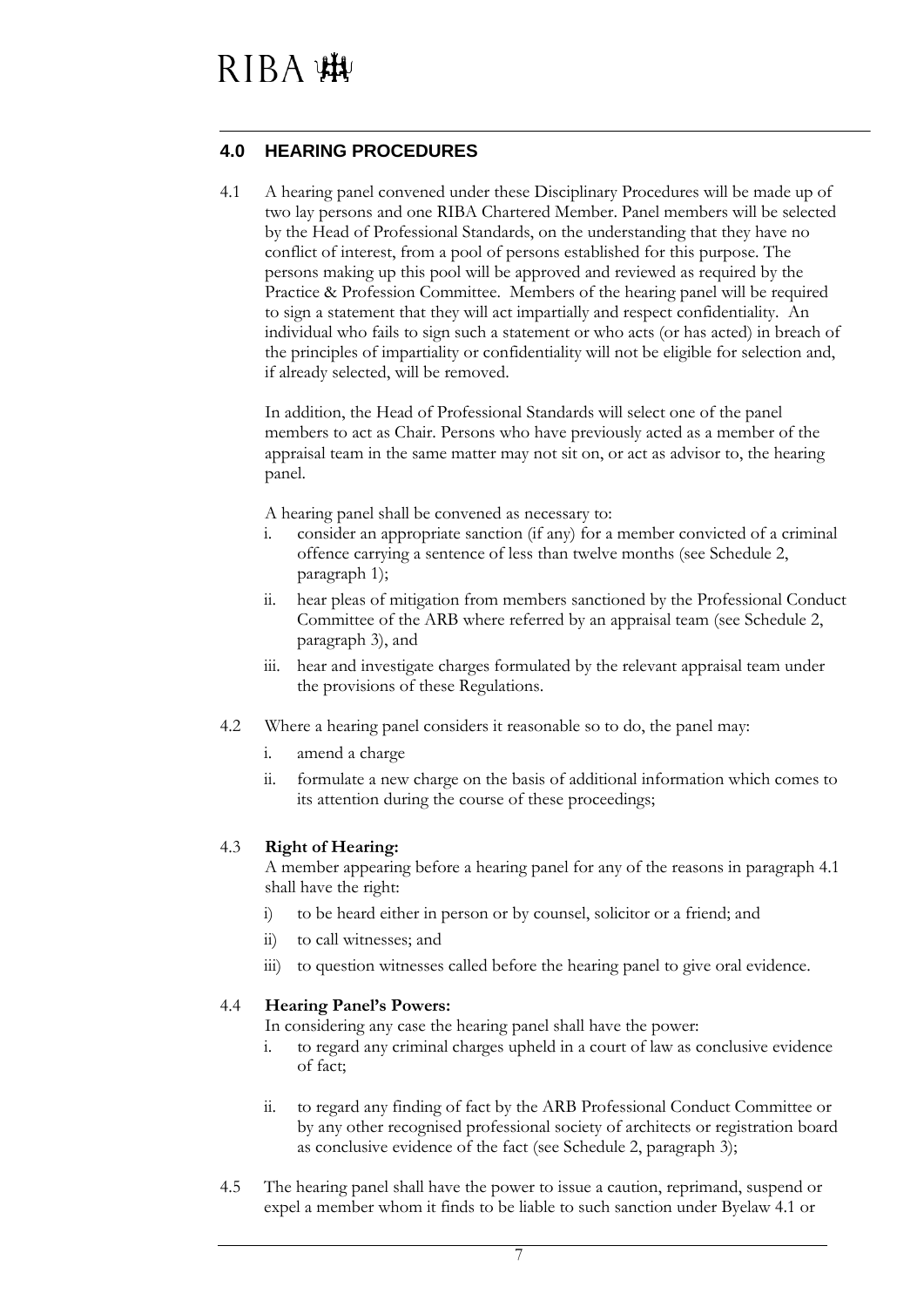## 4.0 HEARING PROCEDURES

4.1 A hearing panel convened under these Disciplinary Procedures will be made up of two lay persons and one RIBA Chartered Member. Panel members will be selected by the Head of Professional Standards, on the understanding that they have no conflict of interest, from a pool of persons established for this purpose. The persons making up this pool will be approved and reviewed as required by the Practice & Profession Committee. Members of the hearing panel will be required to sign a statement that they will act impartially and respect confidentiality. An individual who fails to sign such a statement or who acts (or has acted) in breach of the principles of impartiality or confidentiality will not be eligible for selection and, if already selected, will be removed.

In addition, the Head of Professional Standards will select one of the panel members to act as Chair. Persons who have previously acted as a member of the appraisal team in the same matter may not sit on, or act as advisor to, the hearing panel.

A hearing panel shall be convened as necessary to:

i. consider an appropriate sanction (if any) for a member convicted of a criminal offence carrying a sentence of less than twelve months (see Schedule 2, paragraph 1);

ii. hear pleas of mitigation from members sanctioned by the Professional Conduct Committee of the ARB where referred by an appraisal team (see Schedule 2, paragraph 3), and

iii. hear and investigate charges formulated by the relevant appraisal team under the provisions of these Regulations.

4.2 Where a hearing panel considers it reasonable so to do, the panel may:

i. amend a charge

ii. formulate a new charge on the basis of additional information which comes to its attention during the course of these proceedings;

4.3 **Right of Hearing:**

A member appearing before a hearing panel for any of the reasons in paragraph 4.1 shall have the right:

i) to be heard either in person or by counsel, solicitor or a friend; and

ii) to call witnesses; and

iii) to question witnesses called before the hearing panel to give oral evidence.

4.4 **Hearing Panel's Powers:**

In considering any case the hearing panel shall have the power:

i. to regard any criminal charges upheld in a court of law as conclusive evidence of fact;

ii. to regard any finding of fact by the ARB Professional Conduct Committee or by any other recognised professional society of architects or registration board as conclusive evidence of the fact (see Schedule 2, paragraph 3);

4.5 The hearing panel shall have the power to issue a caution, reprimand, suspend or expel a member whom it finds to be liable to such sanction under Byelaw 4.1 or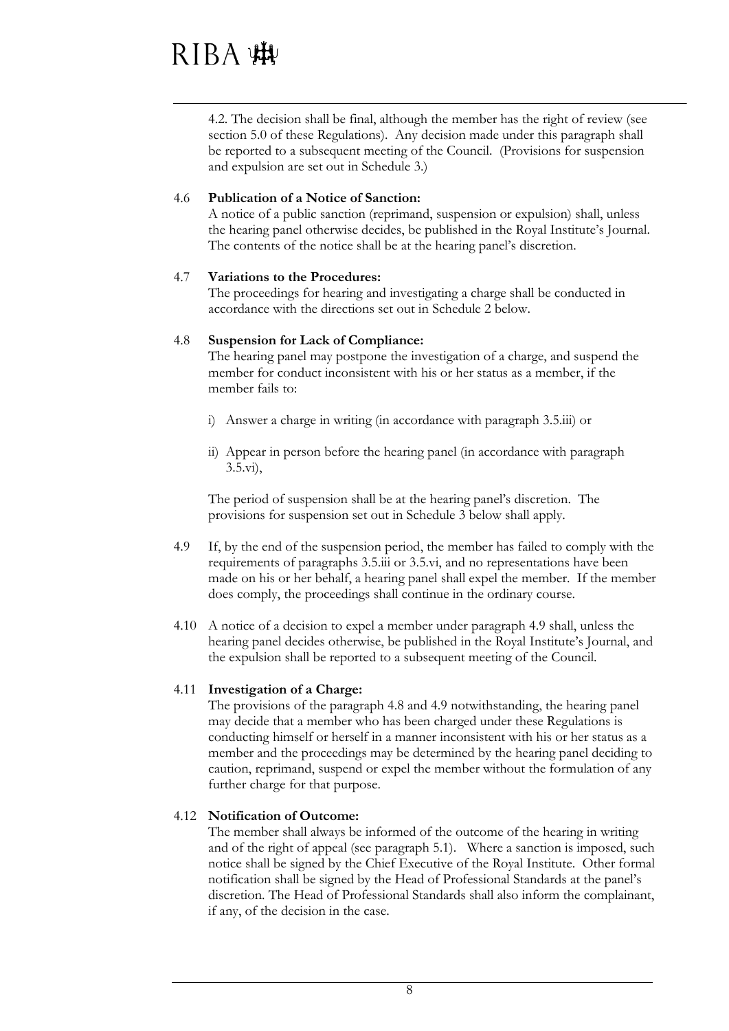4.2. The decision shall be final, although the member has the right of review (see section 5.0 of these Regulations). Any decision made under this paragraph shall be reported to a subsequent meeting of the Council. (Provisions for suspension and expulsion are set out in Schedule 3.)

4.6 **Publication of a Notice of Sanction:**
A notice of a public sanction (reprimand, suspension or expulsion) shall, unless the hearing panel otherwise decides, be published in the Royal Institute's Journal. The contents of the notice shall be at the hearing panel's discretion.

4.7 **Variations to the Procedures:**
The proceedings for hearing and investigating a charge shall be conducted in accordance with the directions set out in Schedule 2 below.

4.8 **Suspension for Lack of Compliance:**
The hearing panel may postpone the investigation of a charge, and suspend the member for conduct inconsistent with his or her status as a member, if the member fails to:

i) Answer a charge in writing (in accordance with paragraph 3.5.iii) or

ii) Appear in person before the hearing panel (in accordance with paragraph 3.5.vi),

The period of suspension shall be at the hearing panel's discretion. The provisions for suspension set out in Schedule 3 below shall apply.

4.9 If, by the end of the suspension period, the member has failed to comply with the requirements of paragraphs 3.5.iii or 3.5.vi, and no representations have been made on his or her behalf, a hearing panel shall expel the member. If the member does comply, the proceedings shall continue in the ordinary course.

4.10 A notice of a decision to expel a member under paragraph 4.9 shall, unless the hearing panel decides otherwise, be published in the Royal Institute's Journal, and the expulsion shall be reported to a subsequent meeting of the Council.

4.11 **Investigation of a Charge:**
The provisions of the paragraph 4.8 and 4.9 notwithstanding, the hearing panel may decide that a member who has been charged under these Regulations is conducting himself or herself in a manner inconsistent with his or her status as a member and the proceedings may be determined by the hearing panel deciding to caution, reprimand, suspend or expel the member without the formulation of any further charge for that purpose.

4.12 **Notification of Outcome:**
The member shall always be informed of the outcome of the hearing in writing and of the right of appeal (see paragraph 5.1). Where a sanction is imposed, such notice shall be signed by the Chief Executive of the Royal Institute. Other formal notification shall be signed by the Head of Professional Standards at the panel's discretion. The Head of Professional Standards shall also inform the complainant, if any, of the decision in the case.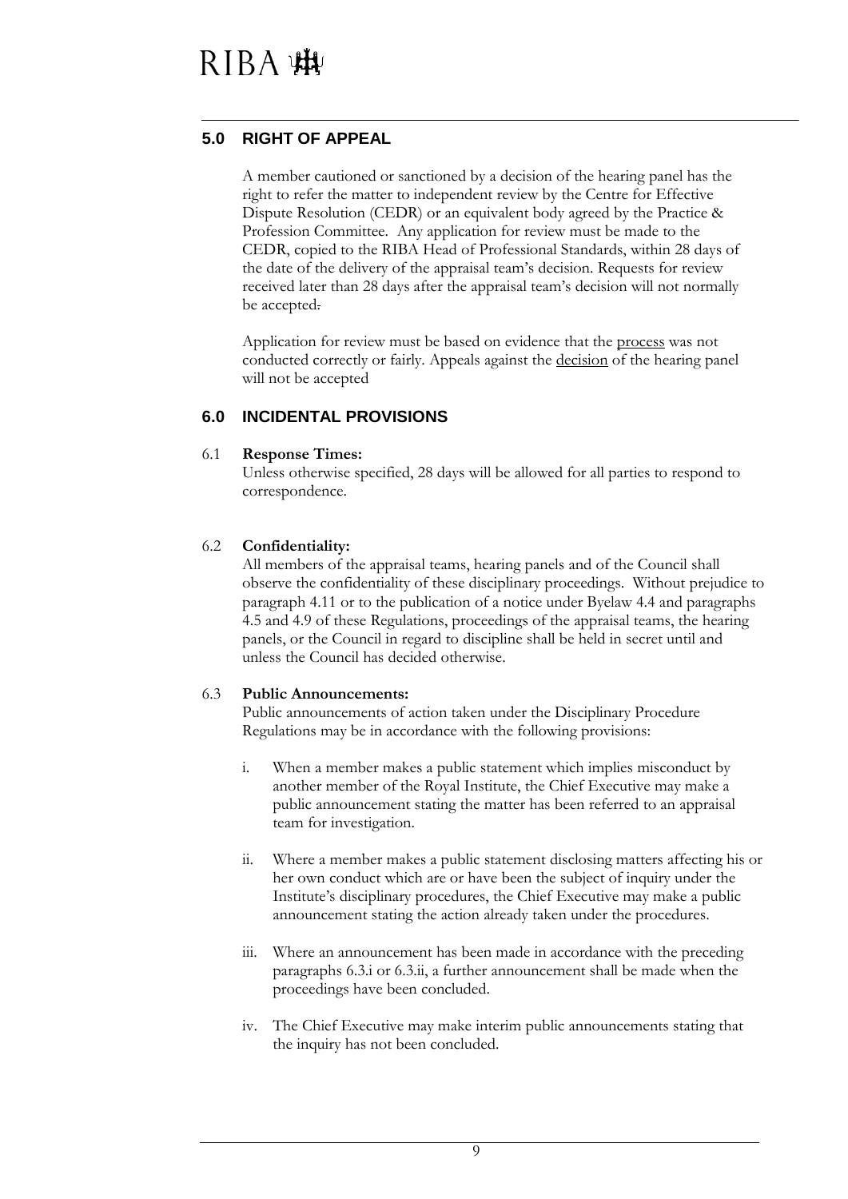## 5.0 RIGHT OF APPEAL

A member cautioned or sanctioned by a decision of the hearing panel has the right to refer the matter to independent review by the Centre for Effective Dispute Resolution (CEDR) or an equivalent body agreed by the Practice & Profession Committee. Any application for review must be made to the CEDR, copied to the RIBA Head of Professional Standards, within 28 days of the date of the delivery of the appraisal team's decision. Requests for review received later than 28 days after the appraisal team's decision will not normally be accepted.

Application for review must be based on evidence that the process was not conducted correctly or fairly. Appeals against the decision of the hearing panel will not be accepted

## 6.0 INCIDENTAL PROVISIONS

6.1 **Response Times:**

Unless otherwise specified, 28 days will be allowed for all parties to respond to correspondence.

6.2 **Confidentiality:**

All members of the appraisal teams, hearing panels and of the Council shall observe the confidentiality of these disciplinary proceedings. Without prejudice to paragraph 4.11 or to the publication of a notice under Byelaw 4.4 and paragraphs 4.5 and 4.9 of these Regulations, proceedings of the appraisal teams, the hearing panels, or the Council in regard to discipline shall be held in secret until and unless the Council has decided otherwise.

6.3 **Public Announcements:**

Public announcements of action taken under the Disciplinary Procedure Regulations may be in accordance with the following provisions:

i. When a member makes a public statement which implies misconduct by another member of the Royal Institute, the Chief Executive may make a public announcement stating the matter has been referred to an appraisal team for investigation.

ii. Where a member makes a public statement disclosing matters affecting his or her own conduct which are or have been the subject of inquiry under the Institute's disciplinary procedures, the Chief Executive may make a public announcement stating the action already taken under the procedures.

iii. Where an announcement has been made in accordance with the preceding paragraphs 6.3.i or 6.3.ii, a further announcement shall be made when the proceedings have been concluded.

iv. The Chief Executive may make interim public announcements stating that the inquiry has not been concluded.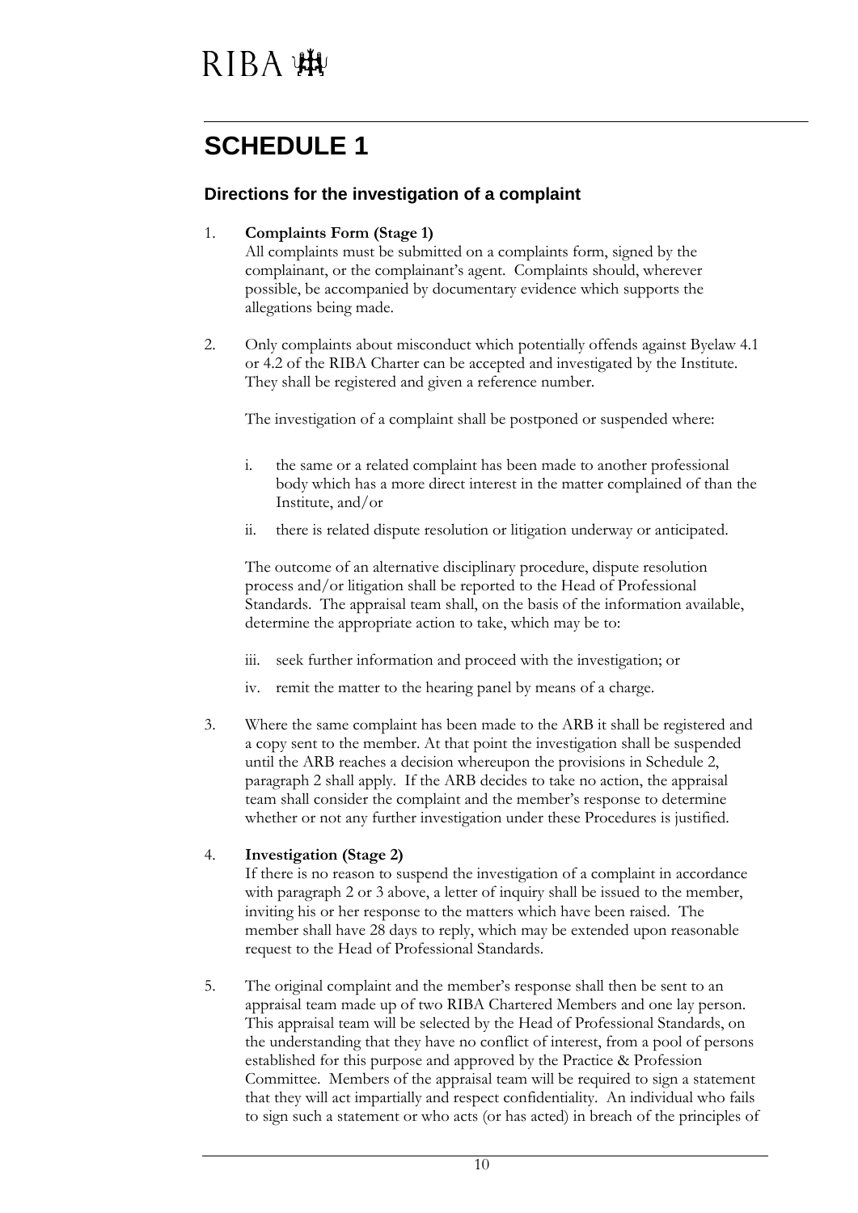RIBA

# SCHEDULE 1

## Directions for the investigation of a complaint

1. **Complaints Form (Stage 1)**
   All complaints must be submitted on a complaints form, signed by the complainant, or the complainant's agent. Complaints should, wherever possible, be accompanied by documentary evidence which supports the allegations being made.

2. Only complaints about misconduct which potentially offends against Byelaw 4.1 or 4.2 of the RIBA Charter can be accepted and investigated by the Institute. They shall be registered and given a reference number.

   The investigation of a complaint shall be postponed or suspended where:

   i. the same or a related complaint has been made to another professional body which has a more direct interest in the matter complained of than the Institute, and/or

   ii. there is related dispute resolution or litigation underway or anticipated.

   The outcome of an alternative disciplinary procedure, dispute resolution process and/or litigation shall be reported to the Head of Professional Standards. The appraisal team shall, on the basis of the information available, determine the appropriate action to take, which may be to:

   iii. seek further information and proceed with the investigation; or

   iv. remit the matter to the hearing panel by means of a charge.

3. Where the same complaint has been made to the ARB it shall be registered and a copy sent to the member. At that point the investigation shall be suspended until the ARB reaches a decision whereupon the provisions in Schedule 2, paragraph 2 shall apply. If the ARB decides to take no action, the appraisal team shall consider the complaint and the member's response to determine whether or not any further investigation under these Procedures is justified.

4. **Investigation (Stage 2)**
   If there is no reason to suspend the investigation of a complaint in accordance with paragraph 2 or 3 above, a letter of inquiry shall be issued to the member, inviting his or her response to the matters which have been raised. The member shall have 28 days to reply, which may be extended upon reasonable request to the Head of Professional Standards.

5. The original complaint and the member's response shall then be sent to an appraisal team made up of two RIBA Chartered Members and one lay person. This appraisal team will be selected by the Head of Professional Standards, on the understanding that they have no conflict of interest, from a pool of persons established for this purpose and approved by the Practice & Profession Committee. Members of the appraisal team will be required to sign a statement that they will act impartially and respect confidentiality. An individual who fails to sign such a statement or who acts (or has acted) in breach of the principles of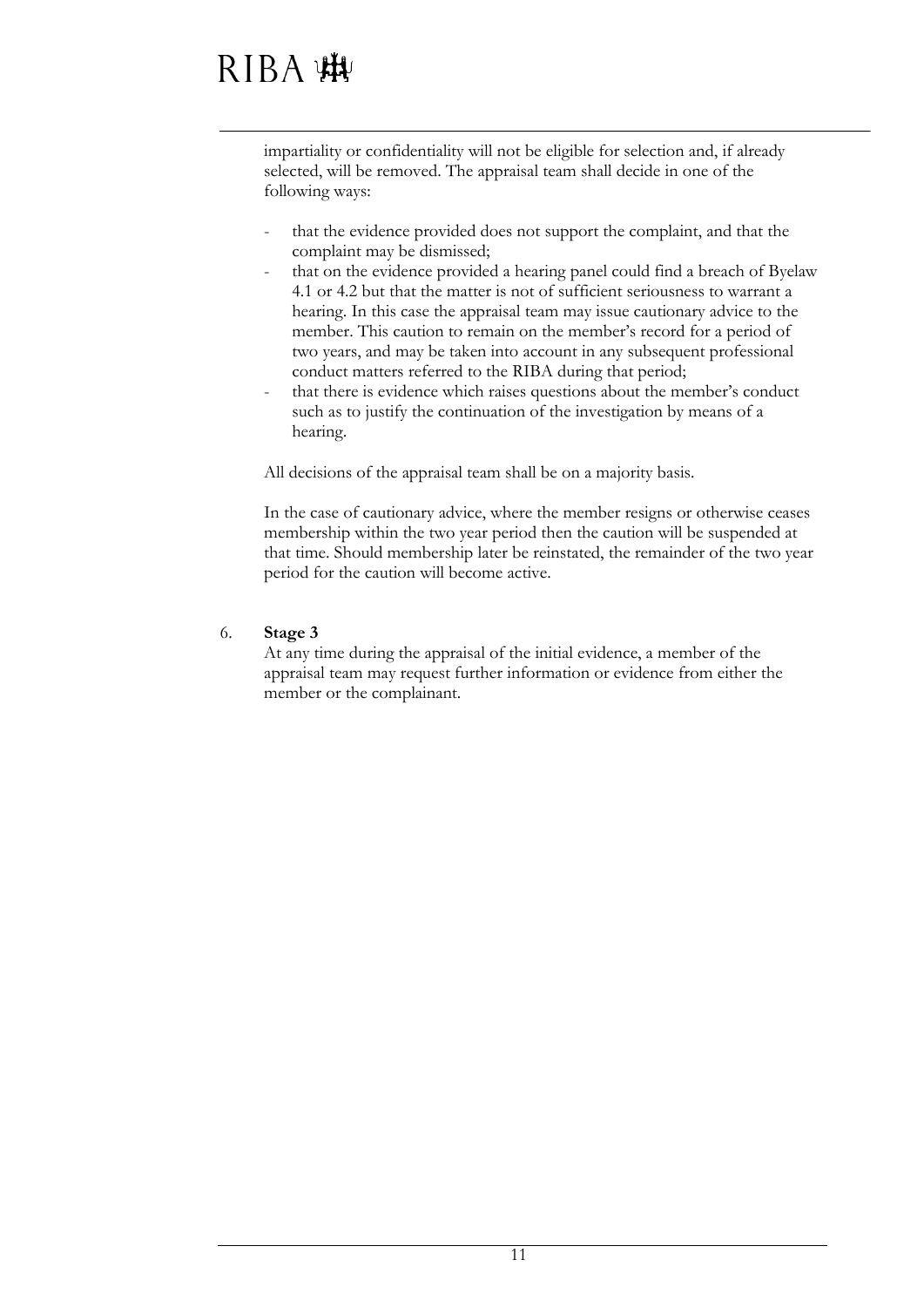impartiality or confidentiality will not be eligible for selection and, if already selected, will be removed. The appraisal team shall decide in one of the following ways:

- that the evidence provided does not support the complaint, and that the complaint may be dismissed;
- that on the evidence provided a hearing panel could find a breach of Byelaw 4.1 or 4.2 but that the matter is not of sufficient seriousness to warrant a hearing. In this case the appraisal team may issue cautionary advice to the member. This caution to remain on the member's record for a period of two years, and may be taken into account in any subsequent professional conduct matters referred to the RIBA during that period;
- that there is evidence which raises questions about the member's conduct such as to justify the continuation of the investigation by means of a hearing.

All decisions of the appraisal team shall be on a majority basis.

In the case of cautionary advice, where the member resigns or otherwise ceases membership within the two year period then the caution will be suspended at that time. Should membership later be reinstated, the remainder of the two year period for the caution will become active.

6. **Stage 3**

At any time during the appraisal of the initial evidence, a member of the appraisal team may request further information or evidence from either the member or the complainant.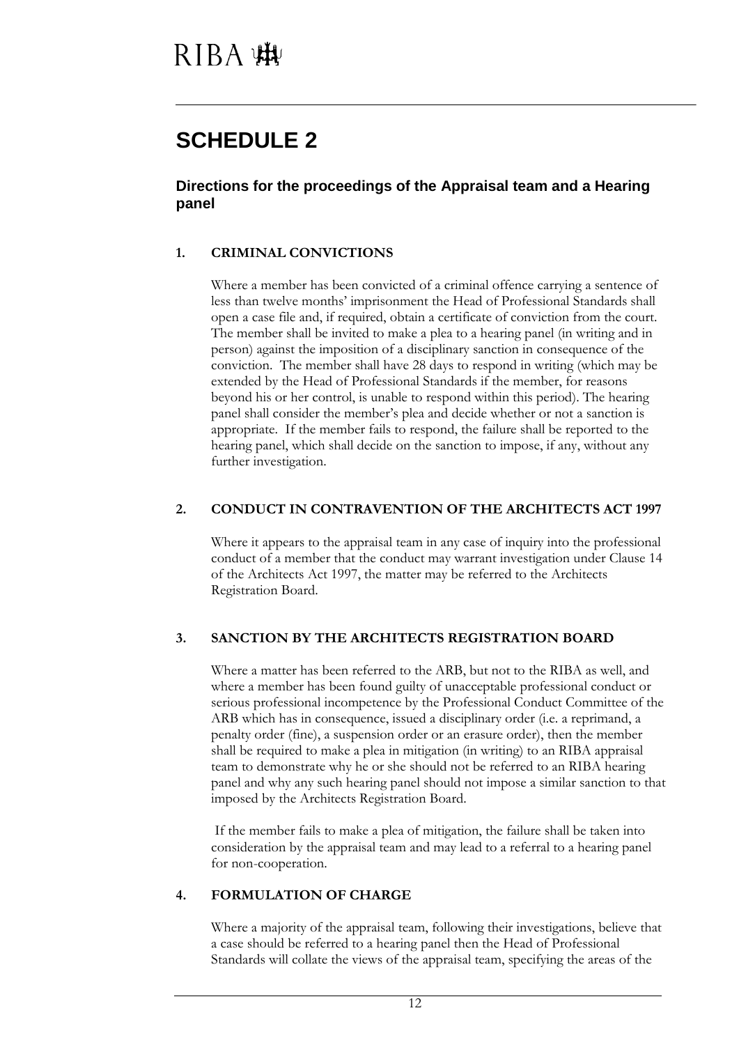# SCHEDULE 2

### Directions for the proceedings of the Appraisal team and a Hearing panel

**1. CRIMINAL CONVICTIONS**

Where a member has been convicted of a criminal offence carrying a sentence of less than twelve months' imprisonment the Head of Professional Standards shall open a case file and, if required, obtain a certificate of conviction from the court. The member shall be invited to make a plea to a hearing panel (in writing and in person) against the imposition of a disciplinary sanction in consequence of the conviction. The member shall have 28 days to respond in writing (which may be extended by the Head of Professional Standards if the member, for reasons beyond his or her control, is unable to respond within this period). The hearing panel shall consider the member's plea and decide whether or not a sanction is appropriate. If the member fails to respond, the failure shall be reported to the hearing panel, which shall decide on the sanction to impose, if any, without any further investigation.

**2. CONDUCT IN CONTRAVENTION OF THE ARCHITECTS ACT 1997**

Where it appears to the appraisal team in any case of inquiry into the professional conduct of a member that the conduct may warrant investigation under Clause 14 of the Architects Act 1997, the matter may be referred to the Architects Registration Board.

**3. SANCTION BY THE ARCHITECTS REGISTRATION BOARD**

Where a matter has been referred to the ARB, but not to the RIBA as well, and where a member has been found guilty of unacceptable professional conduct or serious professional incompetence by the Professional Conduct Committee of the ARB which has in consequence, issued a disciplinary order (i.e. a reprimand, a penalty order (fine), a suspension order or an erasure order), then the member shall be required to make a plea in mitigation (in writing) to an RIBA appraisal team to demonstrate why he or she should not be referred to an RIBA hearing panel and why any such hearing panel should not impose a similar sanction to that imposed by the Architects Registration Board.

If the member fails to make a plea of mitigation, the failure shall be taken into consideration by the appraisal team and may lead to a referral to a hearing panel for non-cooperation.

**4. FORMULATION OF CHARGE**

Where a majority of the appraisal team, following their investigations, believe that a case should be referred to a hearing panel then the Head of Professional Standards will collate the views of the appraisal team, specifying the areas of the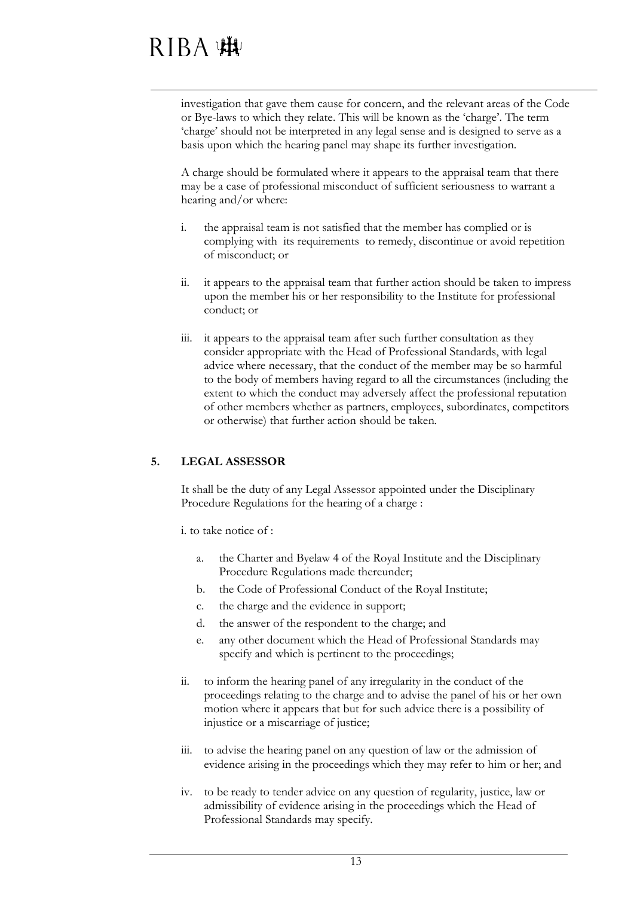investigation that gave them cause for concern, and the relevant areas of the Code or Bye-laws to which they relate. This will be known as the 'charge'. The term 'charge' should not be interpreted in any legal sense and is designed to serve as a basis upon which the hearing panel may shape its further investigation.

A charge should be formulated where it appears to the appraisal team that there may be a case of professional misconduct of sufficient seriousness to warrant a hearing and/or where:

i. the appraisal team is not satisfied that the member has complied or is complying with its requirements to remedy, discontinue or avoid repetition of misconduct; or

ii. it appears to the appraisal team that further action should be taken to impress upon the member his or her responsibility to the Institute for professional conduct; or

iii. it appears to the appraisal team after such further consultation as they consider appropriate with the Head of Professional Standards, with legal advice where necessary, that the conduct of the member may be so harmful to the body of members having regard to all the circumstances (including the extent to which the conduct may adversely affect the professional reputation of other members whether as partners, employees, subordinates, competitors or otherwise) that further action should be taken.

## 5. LEGAL ASSESSOR

It shall be the duty of any Legal Assessor appointed under the Disciplinary Procedure Regulations for the hearing of a charge :

i. to take notice of :

a. the Charter and Byelaw 4 of the Royal Institute and the Disciplinary Procedure Regulations made thereunder;
b. the Code of Professional Conduct of the Royal Institute;
c. the charge and the evidence in support;
d. the answer of the respondent to the charge; and
e. any other document which the Head of Professional Standards may specify and which is pertinent to the proceedings;

ii. to inform the hearing panel of any irregularity in the conduct of the proceedings relating to the charge and to advise the panel of his or her own motion where it appears that but for such advice there is a possibility of injustice or a miscarriage of justice;

iii. to advise the hearing panel on any question of law or the admission of evidence arising in the proceedings which they may refer to him or her; and

iv. to be ready to tender advice on any question of regularity, justice, law or admissibility of evidence arising in the proceedings which the Head of Professional Standards may specify.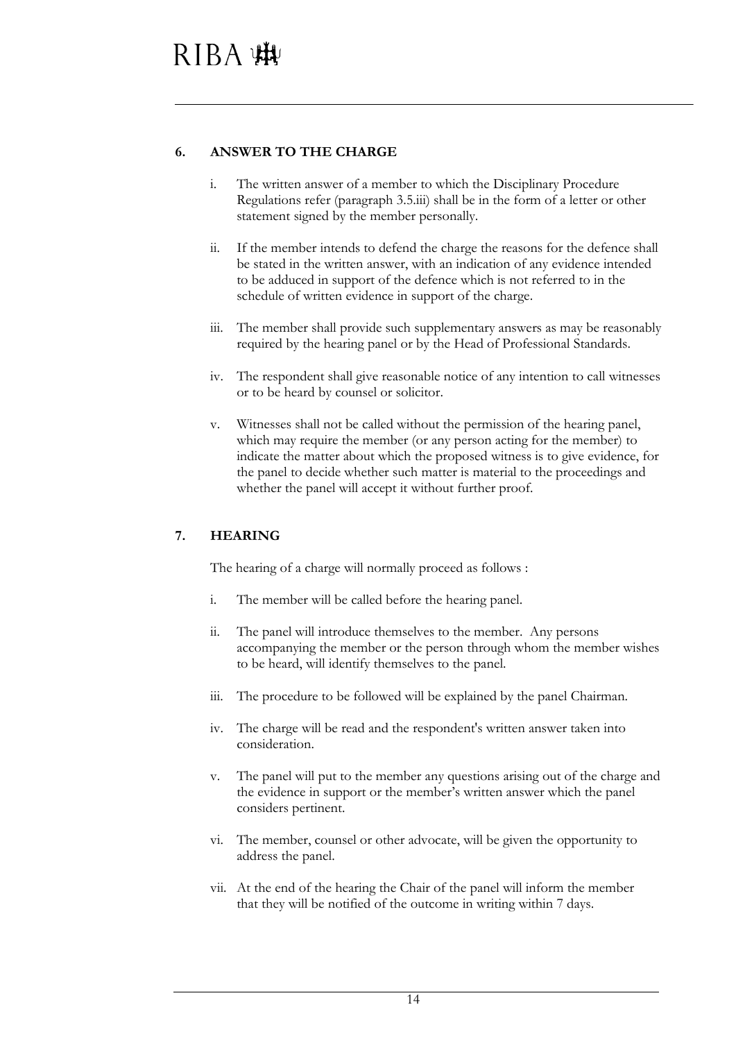## 6. ANSWER TO THE CHARGE

i. The written answer of a member to which the Disciplinary Procedure Regulations refer (paragraph 3.5.iii) shall be in the form of a letter or other statement signed by the member personally.

ii. If the member intends to defend the charge the reasons for the defence shall be stated in the written answer, with an indication of any evidence intended to be adduced in support of the defence which is not referred to in the schedule of written evidence in support of the charge.

iii. The member shall provide such supplementary answers as may be reasonably required by the hearing panel or by the Head of Professional Standards.

iv. The respondent shall give reasonable notice of any intention to call witnesses or to be heard by counsel or solicitor.

v. Witnesses shall not be called without the permission of the hearing panel, which may require the member (or any person acting for the member) to indicate the matter about which the proposed witness is to give evidence, for the panel to decide whether such matter is material to the proceedings and whether the panel will accept it without further proof.

## 7. HEARING

The hearing of a charge will normally proceed as follows :

i. The member will be called before the hearing panel.

ii. The panel will introduce themselves to the member. Any persons accompanying the member or the person through whom the member wishes to be heard, will identify themselves to the panel.

iii. The procedure to be followed will be explained by the panel Chairman.

iv. The charge will be read and the respondent's written answer taken into consideration.

v. The panel will put to the member any questions arising out of the charge and the evidence in support or the member's written answer which the panel considers pertinent.

vi. The member, counsel or other advocate, will be given the opportunity to address the panel.

vii. At the end of the hearing the Chair of the panel will inform the member that they will be notified of the outcome in writing within 7 days.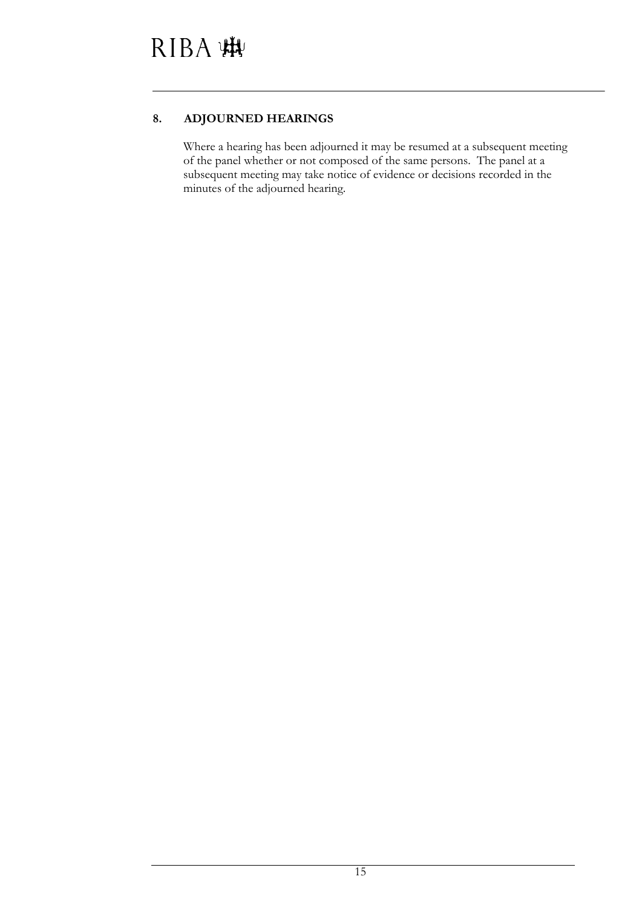## 8. ADJOURNED HEARINGS

Where a hearing has been adjourned it may be resumed at a subsequent meeting of the panel whether or not composed of the same persons. The panel at a subsequent meeting may take notice of evidence or decisions recorded in the minutes of the adjourned hearing.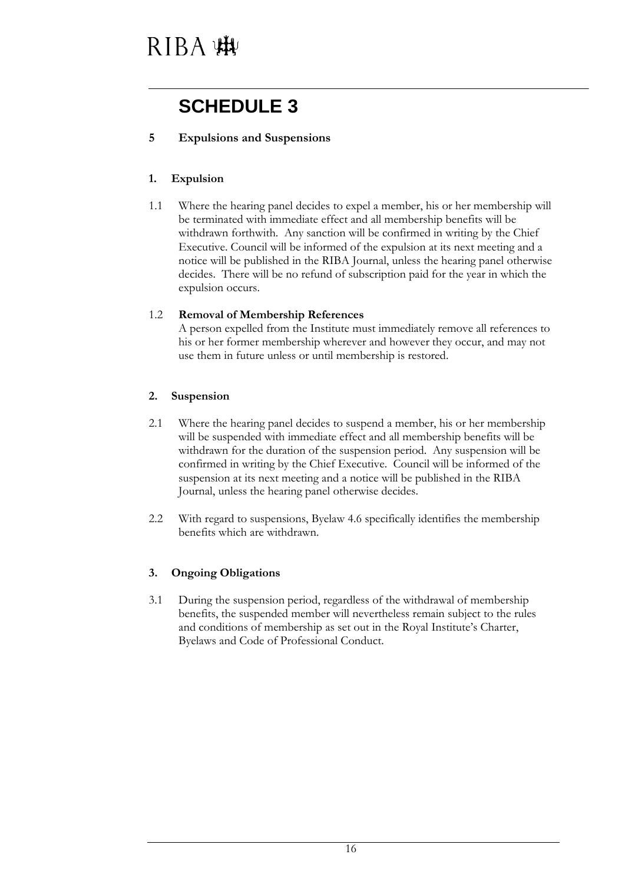# SCHEDULE 3

## 5 Expulsions and Suspensions

### 1. Expulsion

1.1 Where the hearing panel decides to expel a member, his or her membership will be terminated with immediate effect and all membership benefits will be withdrawn forthwith. Any sanction will be confirmed in writing by the Chief Executive. Council will be informed of the expulsion at its next meeting and a notice will be published in the RIBA Journal, unless the hearing panel otherwise decides. There will be no refund of subscription paid for the year in which the expulsion occurs.

1.2 **Removal of Membership References**
A person expelled from the Institute must immediately remove all references to his or her former membership wherever and however they occur, and may not use them in future unless or until membership is restored.

### 2. Suspension

2.1 Where the hearing panel decides to suspend a member, his or her membership will be suspended with immediate effect and all membership benefits will be withdrawn for the duration of the suspension period. Any suspension will be confirmed in writing by the Chief Executive. Council will be informed of the suspension at its next meeting and a notice will be published in the RIBA Journal, unless the hearing panel otherwise decides.

2.2 With regard to suspensions, Byelaw 4.6 specifically identifies the membership benefits which are withdrawn.

### 3. Ongoing Obligations

3.1 During the suspension period, regardless of the withdrawal of membership benefits, the suspended member will nevertheless remain subject to the rules and conditions of membership as set out in the Royal Institute's Charter, Byelaws and Code of Professional Conduct.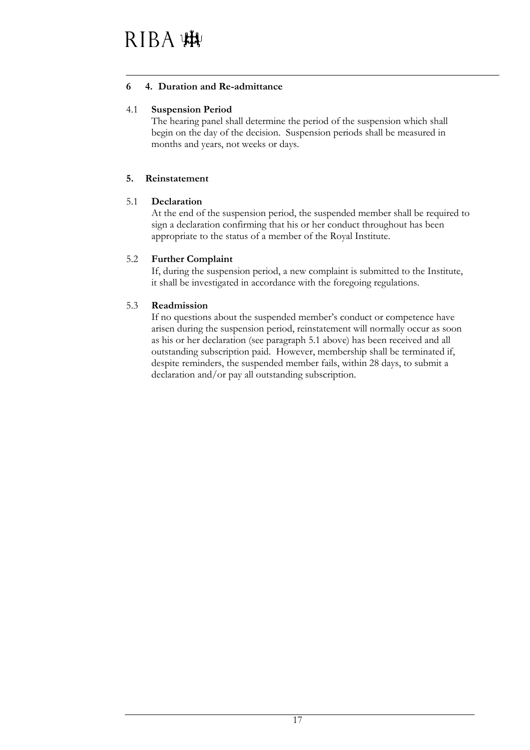## 6 4. Duration and Re-admittance

4.1 **Suspension Period**

The hearing panel shall determine the period of the suspension which shall begin on the day of the decision. Suspension periods shall be measured in months and years, not weeks or days.

## 5. Reinstatement

5.1 **Declaration**

At the end of the suspension period, the suspended member shall be required to sign a declaration confirming that his or her conduct throughout has been appropriate to the status of a member of the Royal Institute.

5.2 **Further Complaint**

If, during the suspension period, a new complaint is submitted to the Institute, it shall be investigated in accordance with the foregoing regulations.

5.3 **Readmission**

If no questions about the suspended member's conduct or competence have arisen during the suspension period, reinstatement will normally occur as soon as his or her declaration (see paragraph 5.1 above) has been received and all outstanding subscription paid. However, membership shall be terminated if, despite reminders, the suspended member fails, within 28 days, to submit a declaration and/or pay all outstanding subscription.